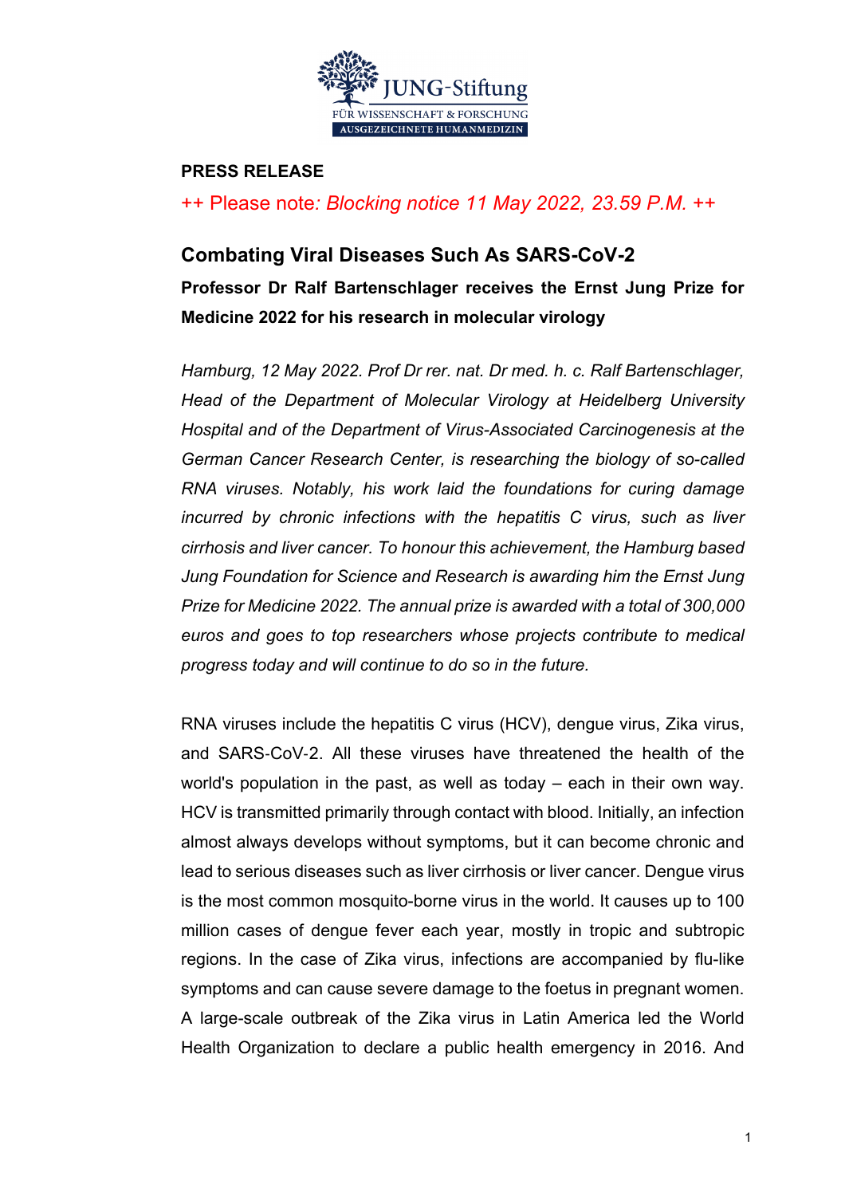**PRESS RELEASE**

++ Please note: *Blocking notice 11 May 2022, 23.59 P.M.* ++

## Combating Viral Diseases Such As SARS-CoV-2

**Professor Dr Ralf Bartenschlager receives the Ernst Jung Prize for Medicine 2022 for his research in molecular virology**

*Hamburg, 12 May 2022. Prof Dr rer. nat. Dr med. h. c. Ralf Bartenschlager, Head of the Department of Molecular Virology at Heidelberg University Hospital and of the Department of Virus-Associated Carcinogenesis at the German Cancer Research Center, is researching the biology of so-called RNA viruses. Notably, his work laid the foundations for curing damage incurred by chronic infections with the hepatitis C virus, such as liver cirrhosis and liver cancer. To honour this achievement, the Hamburg based Jung Foundation for Science and Research is awarding him the Ernst Jung Prize for Medicine 2022. The annual prize is awarded with a total of 300,000 euros and goes to top researchers whose projects contribute to medical progress today and will continue to do so in the future.*

RNA viruses include the hepatitis C virus (HCV), dengue virus, Zika virus, and SARS-CoV-2. All these viruses have threatened the health of the world's population in the past, as well as today – each in their own way. HCV is transmitted primarily through contact with blood. Initially, an infection almost always develops without symptoms, but it can become chronic and lead to serious diseases such as liver cirrhosis or liver cancer. Dengue virus is the most common mosquito-borne virus in the world. It causes up to 100 million cases of dengue fever each year, mostly in tropic and subtropic regions. In the case of Zika virus, infections are accompanied by flu-like symptoms and can cause severe damage to the foetus in pregnant women. A large-scale outbreak of the Zika virus in Latin America led the World Health Organization to declare a public health emergency in 2016. And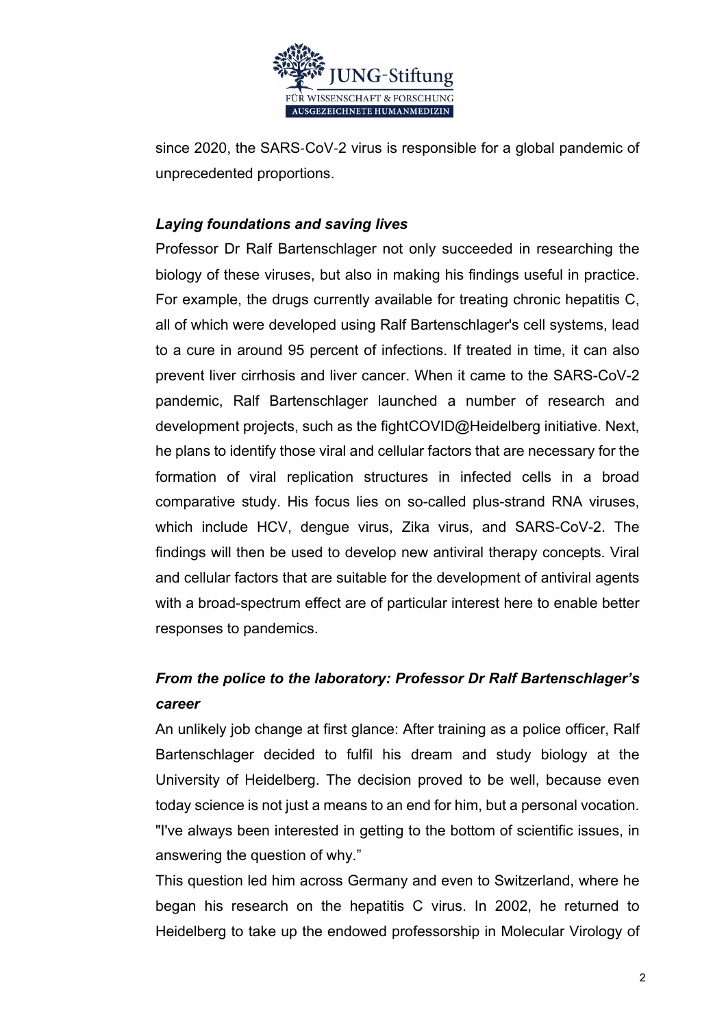since 2020, the SARS-CoV-2 virus is responsible for a global pandemic of unprecedented proportions.

***Laying foundations and saving lives***

Professor Dr Ralf Bartenschlager not only succeeded in researching the biology of these viruses, but also in making his findings useful in practice. For example, the drugs currently available for treating chronic hepatitis C, all of which were developed using Ralf Bartenschlager's cell systems, lead to a cure in around 95 percent of infections. If treated in time, it can also prevent liver cirrhosis and liver cancer. When it came to the SARS-CoV-2 pandemic, Ralf Bartenschlager launched a number of research and development projects, such as the fightCOVID@Heidelberg initiative. Next, he plans to identify those viral and cellular factors that are necessary for the formation of viral replication structures in infected cells in a broad comparative study. His focus lies on so-called plus-strand RNA viruses, which include HCV, dengue virus, Zika virus, and SARS-CoV-2. The findings will then be used to develop new antiviral therapy concepts. Viral and cellular factors that are suitable for the development of antiviral agents with a broad-spectrum effect are of particular interest here to enable better responses to pandemics.

***From the police to the laboratory: Professor Dr Ralf Bartenschlager's career***

An unlikely job change at first glance: After training as a police officer, Ralf Bartenschlager decided to fulfil his dream and study biology at the University of Heidelberg. The decision proved to be well, because even today science is not just a means to an end for him, but a personal vocation. "I've always been interested in getting to the bottom of scientific issues, in answering the question of why."

This question led him across Germany and even to Switzerland, where he began his research on the hepatitis C virus. In 2002, he returned to Heidelberg to take up the endowed professorship in Molecular Virology of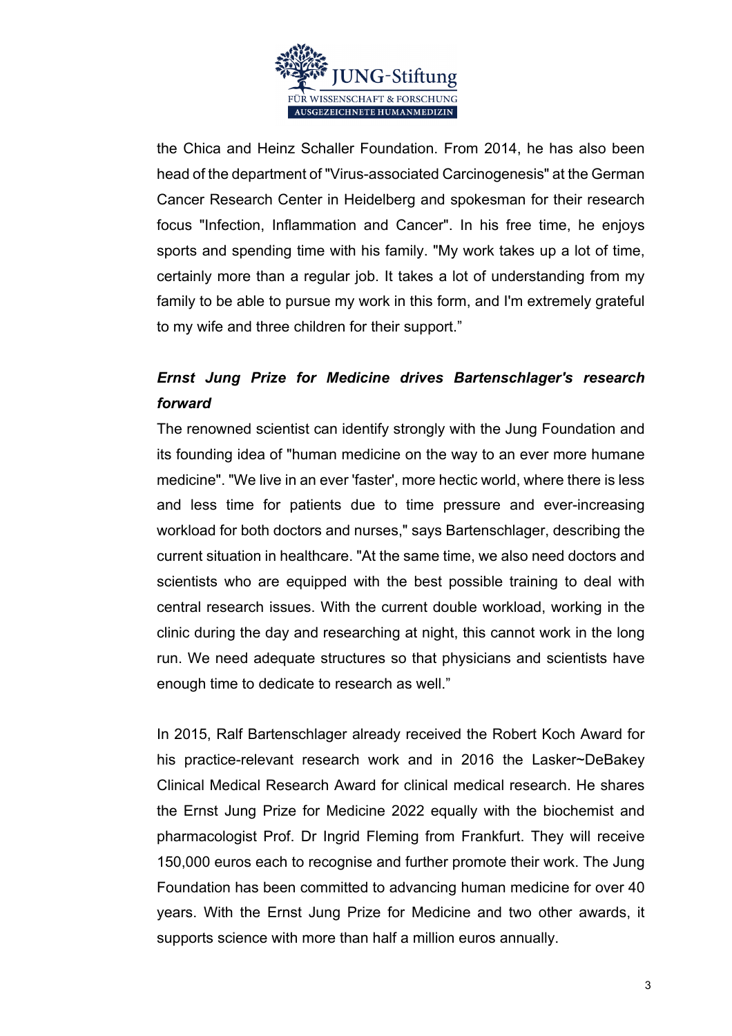the Chica and Heinz Schaller Foundation. From 2014, he has also been head of the department of "Virus-associated Carcinogenesis" at the German Cancer Research Center in Heidelberg and spokesman for their research focus "Infection, Inflammation and Cancer". In his free time, he enjoys sports and spending time with his family. "My work takes up a lot of time, certainly more than a regular job. It takes a lot of understanding from my family to be able to pursue my work in this form, and I'm extremely grateful to my wife and three children for their support."

***Ernst Jung Prize for Medicine drives Bartenschlager's research forward***

The renowned scientist can identify strongly with the Jung Foundation and its founding idea of "human medicine on the way to an ever more humane medicine". "We live in an ever 'faster', more hectic world, where there is less and less time for patients due to time pressure and ever-increasing workload for both doctors and nurses," says Bartenschlager, describing the current situation in healthcare. "At the same time, we also need doctors and scientists who are equipped with the best possible training to deal with central research issues. With the current double workload, working in the clinic during the day and researching at night, this cannot work in the long run. We need adequate structures so that physicians and scientists have enough time to dedicate to research as well."

In 2015, Ralf Bartenschlager already received the Robert Koch Award for his practice-relevant research work and in 2016 the Lasker~DeBakey Clinical Medical Research Award for clinical medical research. He shares the Ernst Jung Prize for Medicine 2022 equally with the biochemist and pharmacologist Prof. Dr Ingrid Fleming from Frankfurt. They will receive 150,000 euros each to recognise and further promote their work. The Jung Foundation has been committed to advancing human medicine for over 40 years. With the Ernst Jung Prize for Medicine and two other awards, it supports science with more than half a million euros annually.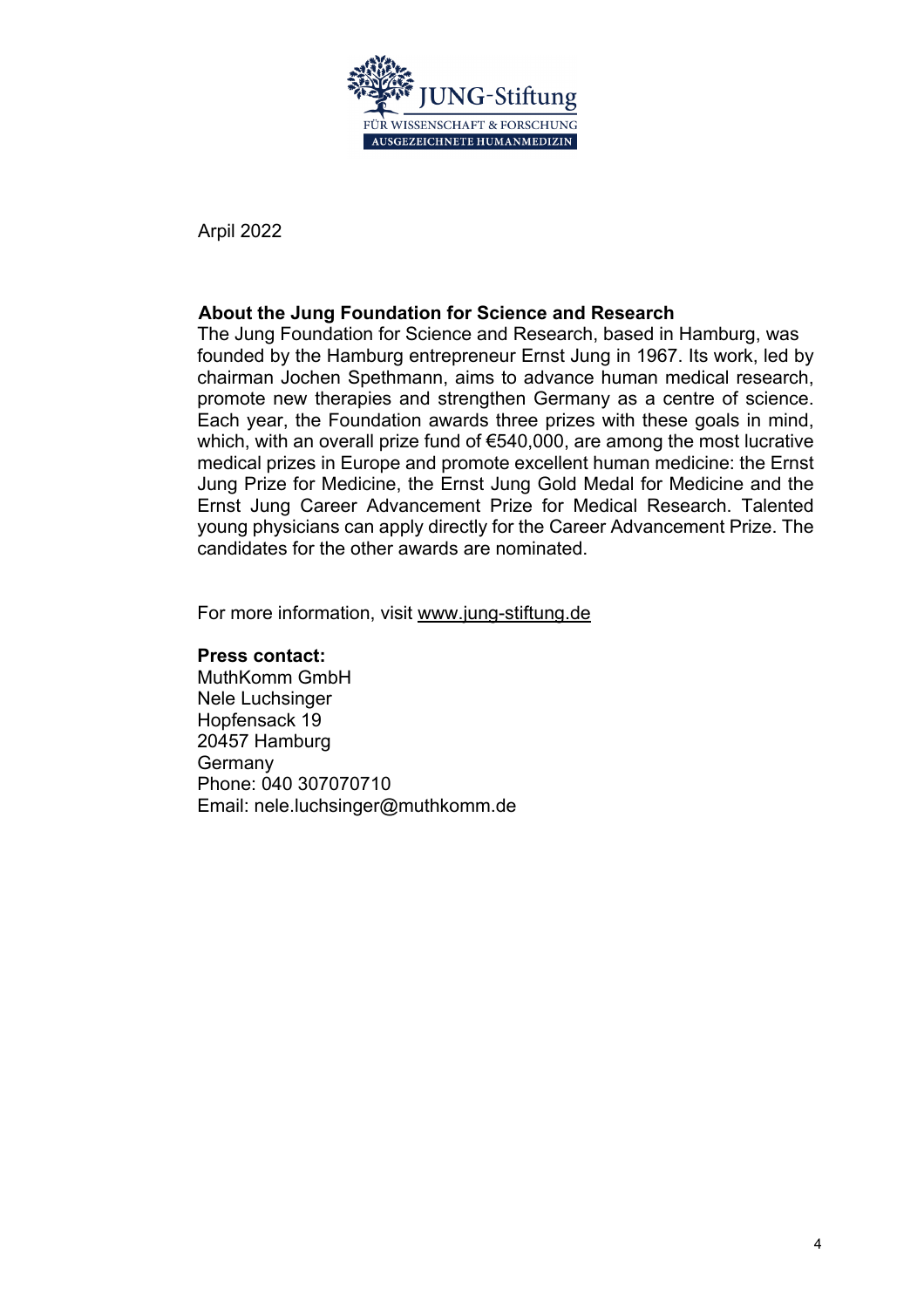JUNG-Stiftung
FÜR WISSENSCHAFT & FORSCHUNG
AUSGEZEICHNETE HUMANMEDIZIN

Arpil 2022

**About the Jung Foundation for Science and Research**

The Jung Foundation for Science and Research, based in Hamburg, was founded by the Hamburg entrepreneur Ernst Jung in 1967. Its work, led by chairman Jochen Spethmann, aims to advance human medical research, promote new therapies and strengthen Germany as a centre of science. Each year, the Foundation awards three prizes with these goals in mind, which, with an overall prize fund of €540,000, are among the most lucrative medical prizes in Europe and promote excellent human medicine: the Ernst Jung Prize for Medicine, the Ernst Jung Gold Medal for Medicine and the Ernst Jung Career Advancement Prize for Medical Research. Talented young physicians can apply directly for the Career Advancement Prize. The candidates for the other awards are nominated.

For more information, visit www.jung-stiftung.de

**Press contact:**
MuthKomm GmbH
Nele Luchsinger
Hopfensack 19
20457 Hamburg
Germany
Phone: 040 307070710
Email: nele.luchsinger@muthkomm.de